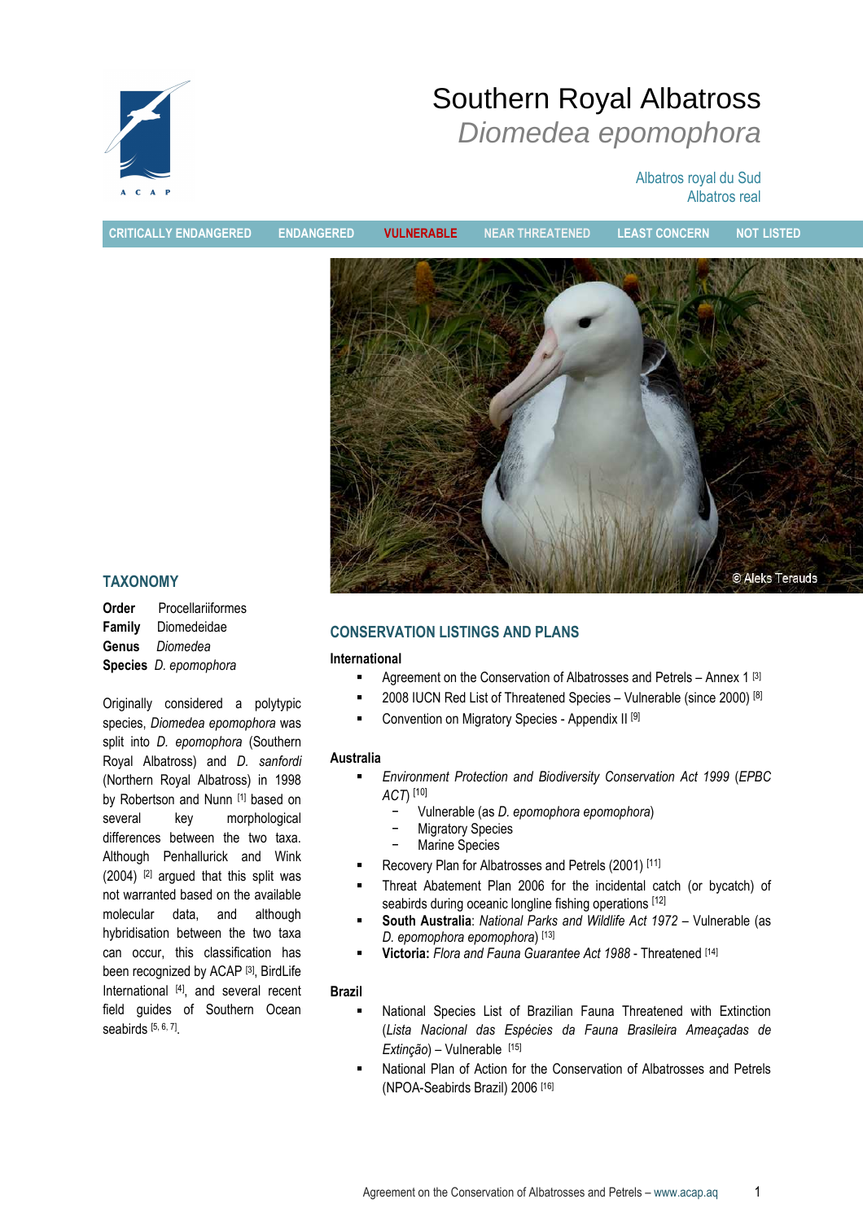# Southern Royal Albatross

## *Diomedea epomophora*

Albatros royal du Sud
Albatros real

CRITICALLY ENDANGERED | ENDANGERED | **VULNERABLE** | NEAR THREATENED | LEAST CONCERN | NOT LISTED

© Aleks Terauds

## TAXONOMY

**Order** Procellariiformes
**Family** Diomedeidae
**Genus** *Diomedea*
**Species** *D. epomophora*

Originally considered a polytypic species, *Diomedea epomophora* was split into *D. epomophora* (Southern Royal Albatross) and *D. sanfordi* (Northern Royal Albatross) in 1998 by Robertson and Nunn [1] based on several key morphological differences between the two taxa. Although Penhallurick and Wink (2004) [2] argued that this split was not warranted based on the available molecular data, and although hybridisation between the two taxa can occur, this classification has been recognized by ACAP [3], BirdLife International [4], and several recent field guides of Southern Ocean seabirds [5, 6, 7].

## CONSERVATION LISTINGS AND PLANS

### International

- Agreement on the Conservation of Albatrosses and Petrels – Annex 1 [3]
- 2008 IUCN Red List of Threatened Species – Vulnerable (since 2000) [8]
- Convention on Migratory Species - Appendix II [9]

### Australia

- *Environment Protection and Biodiversity Conservation Act 1999* (*EPBC ACT*) [10]
  - Vulnerable (as *D. epomophora epomophora*)
  - Migratory Species
  - Marine Species
- Recovery Plan for Albatrosses and Petrels (2001) [11]
- Threat Abatement Plan 2006 for the incidental catch (or bycatch) of seabirds during oceanic longline fishing operations [12]
- **South Australia**: *National Parks and Wildlife Act 1972* – Vulnerable (as *D. epomophora epomophora*) [13]
- **Victoria:** *Flora and Fauna Guarantee Act 1988* - Threatened [14]

### Brazil

- National Species List of Brazilian Fauna Threatened with Extinction (*Lista Nacional das Espécies da Fauna Brasileira Ameaçadas de Extinção*) – Vulnerable [15]
- National Plan of Action for the Conservation of Albatrosses and Petrels (NPOA-Seabirds Brazil) 2006 [16]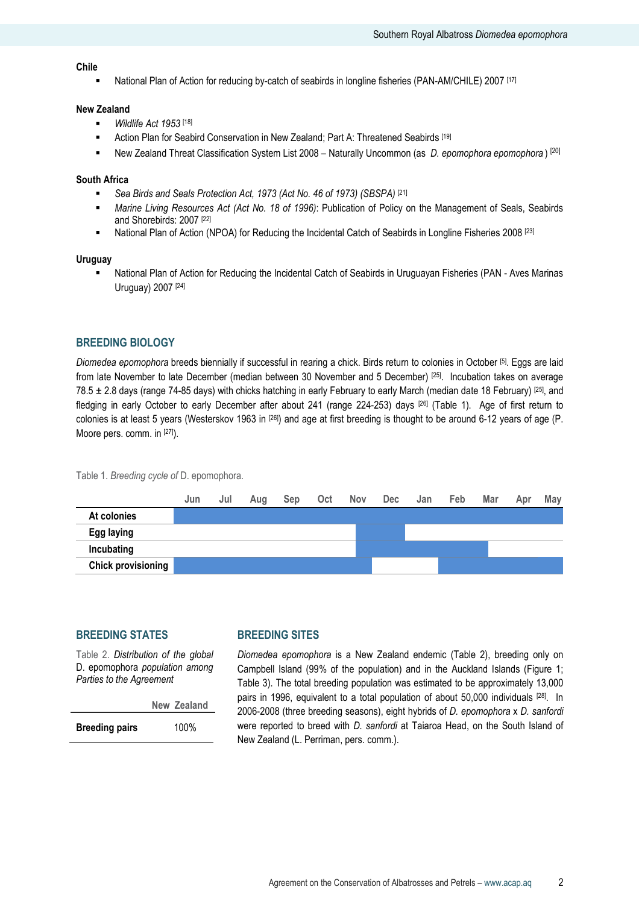**Chile**

- National Plan of Action for reducing by-catch of seabirds in longline fisheries (PAN-AM/CHILE) 2007 [17]

**New Zealand**

- *Wildlife Act 1953* [18]
- Action Plan for Seabird Conservation in New Zealand; Part A: Threatened Seabirds [19]
- New Zealand Threat Classification System List 2008 – Naturally Uncommon (as *D. epomophora epomophora*) [20]

**South Africa**

- *Sea Birds and Seals Protection Act, 1973 (Act No. 46 of 1973) (SBSPA)* [21]
- *Marine Living Resources Act (Act No. 18 of 1996)*: Publication of Policy on the Management of Seals, Seabirds and Shorebirds: 2007 [22]
- National Plan of Action (NPOA) for Reducing the Incidental Catch of Seabirds in Longline Fisheries 2008 [23]

**Uruguay**

- National Plan of Action for Reducing the Incidental Catch of Seabirds in Uruguayan Fisheries (PAN - Aves Marinas Uruguay) 2007 [24]

## BREEDING BIOLOGY

*Diomedea epomophora* breeds biennially if successful in rearing a chick. Birds return to colonies in October [5]. Eggs are laid from late November to late December (median between 30 November and 5 December) [25]. Incubation takes on average 78.5 ± 2.8 days (range 74-85 days) with chicks hatching in early February to early March (median date 18 February) [25], and fledging in early October to early December after about 241 (range 224-253) days [26] (Table 1). Age of first return to colonies is at least 5 years (Westerskov 1963 in [26]) and age at first breeding is thought to be around 6-12 years of age (P. Moore pers. comm. in [27]).

Table 1. *Breeding cycle of* D. epomophora.

| | Jun | Jul | Aug | Sep | Oct | Nov | Dec | Jan | Feb | Mar | Apr | May |
|---|---|---|---|---|---|---|---|---|---|---|---|---|
| **At colonies** | ■ | ■ | ■ | ■ | ■ | ■ | ■ | ■ | ■ | ■ | ■ | ■ |
| **Egg laying** | | | | | | ■ | ■ | | | | | |
| **Incubating** | | | | | | ■ | ■ | ■ | ■ | | | |
| **Chick provisioning** | ■ | ■ | ■ | ■ | ■ | ■ | | | ■ | ■ | ■ | ■ |

## BREEDING STATES

Table 2. *Distribution of the global* D. epomophora *population among Parties to the Agreement*

| | New Zealand |
|---|---|
| **Breeding pairs** | 100% |

## BREEDING SITES

*Diomedea epomophora* is a New Zealand endemic (Table 2), breeding only on Campbell Island (99% of the population) and in the Auckland Islands (Figure 1; Table 3). The total breeding population was estimated to be approximately 13,000 pairs in 1996, equivalent to a total population of about 50,000 individuals [28]. In 2006-2008 (three breeding seasons), eight hybrids of *D. epomophora* x *D. sanfordi* were reported to breed with *D. sanfordi* at Taiaroa Head, on the South Island of New Zealand (L. Perriman, pers. comm.).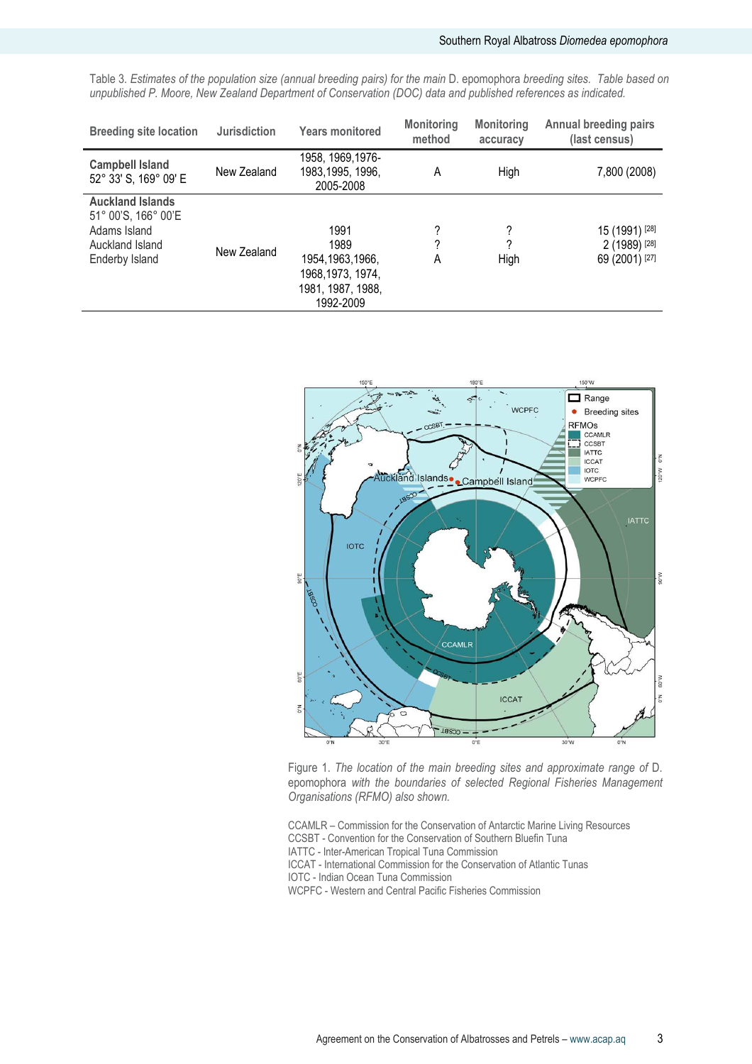Table 3. *Estimates of the population size (annual breeding pairs) for the main* D. epomophora *breeding sites. Table based on unpublished P. Moore, New Zealand Department of Conservation (DOC) data and published references as indicated.*

| Breeding site location | Jurisdiction | Years monitored | Monitoring method | Monitoring accuracy | Annual breeding pairs (last census) |
|---|---|---|---|---|---|
| **Campbell Island** 52° 33' S, 169° 09' E | New Zealand | 1958, 1969,1976-1983,1995, 1996, 2005-2008 | A | High | 7,800 (2008) |
| **Auckland Islands** 51° 00'S, 166° 00'E | New Zealand | | | | |
| Adams Island | | 1991 | ? | ? | 15 (1991) [28] |
| Auckland Island | | 1989 | ? | ? | 2 (1989) [28] |
| Enderby Island | | 1954,1963,1966, 1968,1973, 1974, 1981, 1987, 1988, 1992-2009 | A | High | 69 (2001) [27] |

Figure 1. *The location of the main breeding sites and approximate range of* D. epomophora *with the boundaries of selected Regional Fisheries Management Organisations (RFMO) also shown.*

CCAMLR – Commission for the Conservation of Antarctic Marine Living Resources
CCSBT - Convention for the Conservation of Southern Bluefin Tuna
IATTC - Inter-American Tropical Tuna Commission
ICCAT - International Commission for the Conservation of Atlantic Tunas
IOTC - Indian Ocean Tuna Commission
WCPFC - Western and Central Pacific Fisheries Commission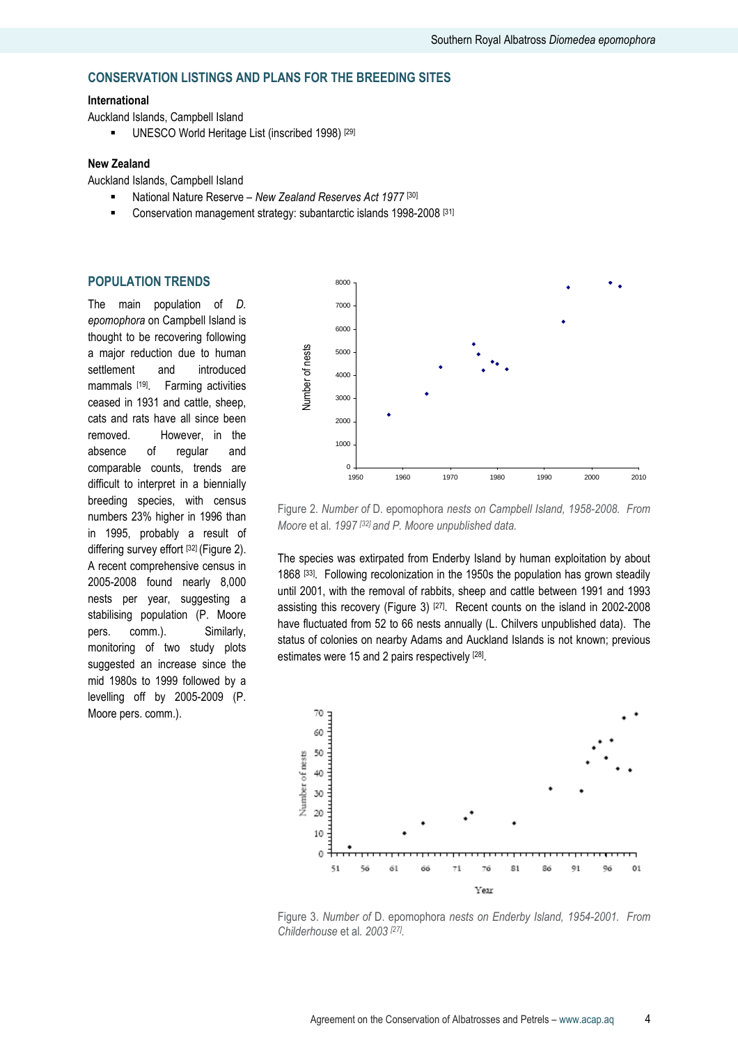## CONSERVATION LISTINGS AND PLANS FOR THE BREEDING SITES

**International**

Auckland Islands, Campbell Island

- UNESCO World Heritage List (inscribed 1998) [29]

**New Zealand**

Auckland Islands, Campbell Island

- National Nature Reserve – *New Zealand Reserves Act 1977* [30]
- Conservation management strategy: subantarctic islands 1998-2008 [31]

## POPULATION TRENDS

The main population of *D. epomophora* on Campbell Island is thought to be recovering following a major reduction due to human settlement and introduced mammals [19]. Farming activities ceased in 1931 and cattle, sheep, cats and rats have all since been removed. However, in the absence of regular and comparable counts, trends are difficult to interpret in a biennially breeding species, with census numbers 23% higher in 1996 than in 1995, probably a result of differing survey effort [32] (Figure 2). A recent comprehensive census in 2005-2008 found nearly 8,000 nests per year, suggesting a stabilising population (P. Moore pers. comm.). Similarly, monitoring of two study plots suggested an increase since the mid 1980s to 1999 followed by a levelling off by 2005-2009 (P. Moore pers. comm.).

Figure 2. *Number of* D. epomophora *nests on Campbell Island, 1958-2008. From* Moore et al. *1997* [32] *and P. Moore unpublished data.*

The species was extirpated from Enderby Island by human exploitation by about 1868 [33]. Following recolonization in the 1950s the population has grown steadily until 2001, with the removal of rabbits, sheep and cattle between 1991 and 1993 assisting this recovery (Figure 3) [27]. Recent counts on the island in 2002-2008 have fluctuated from 52 to 66 nests annually (L. Chilvers unpublished data). The status of colonies on nearby Adams and Auckland Islands is not known; previous estimates were 15 and 2 pairs respectively [28].

Figure 3. *Number of* D. epomophora *nests on Enderby Island, 1954-2001. From* Childerhouse et al. *2003* [27].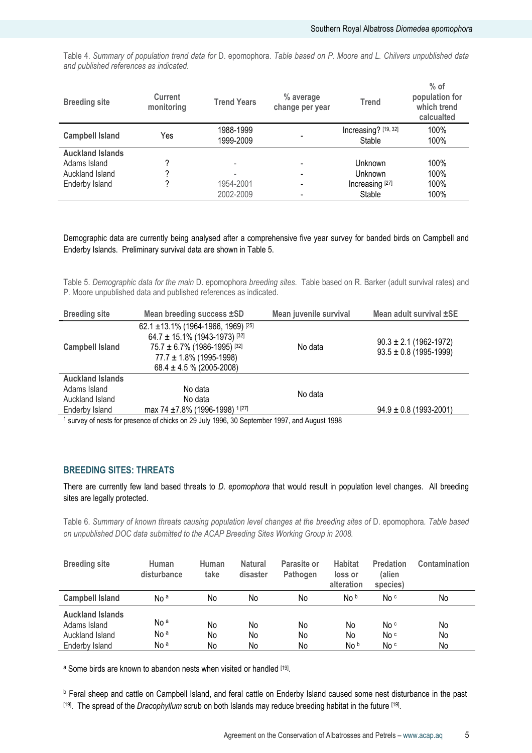Table 4. *Summary of population trend data for* D. epomophora. *Table based on P. Moore and L. Chilvers unpublished data and published references as indicated.*

| Breeding site | Current monitoring | Trend Years | % average change per year | Trend | % of population for which trend calcualted |
|---|---|---|---|---|---|
| **Campbell Island** | Yes | 1988-1999 | - | Increasing? [19, 32] | 100% |
| | | 1999-2009 | | Stable | 100% |
| **Auckland Islands** | | | | | |
| Adams Island | ? | - | - | Unknown | 100% |
| Auckland Island | ? | - | - | Unknown | 100% |
| Enderby Island | ? | 1954-2001 | - | Increasing [27] | 100% |
| | | 2002-2009 | - | Stable | 100% |

Demographic data are currently being analysed after a comprehensive five year survey for banded birds on Campbell and Enderby Islands. Preliminary survival data are shown in Table 5.

Table 5. *Demographic data for the main* D. epomophora *breeding sites.* Table based on R. Barker (adult survival rates) and P. Moore unpublished data and published references as indicated.

| Breeding site | Mean breeding success ±SD | Mean juvenile survival | Mean adult survival ±SE |
|---|---|---|---|
| **Campbell Island** | 62.1 ±13.1% (1964-1966, 1969) [25]<br>64.7 ± 15.1% (1943-1973) [32]<br>75.7 ± 6.7% (1986-1995) [32]<br>77.7 ± 1.8% (1995-1998)<br>68.4 ± 4.5 % (2005-2008) | No data | 90.3 ± 2.1 (1962-1972)<br>93.5 ± 0.8 (1995-1999) |
| **Auckland Islands** | | | |
| Adams Island | No data | No data | |
| Auckland Island | No data | | |
| Enderby Island | max 74 ±7.8% (1996-1998) [1] [27] | | 94.9 ± 0.8 (1993-2001) |

[1] survey of nests for presence of chicks on 29 July 1996, 30 September 1997, and August 1998

## BREEDING SITES: THREATS

There are currently few land based threats to *D. epomophora* that would result in population level changes. All breeding sites are legally protected.

Table 6. *Summary of known threats causing population level changes at the breeding sites of* D. epomophora. *Table based on unpublished DOC data submitted to the ACAP Breeding Sites Working Group in 2008.*

| Breeding site | Human disturbance | Human take | Natural disaster | Parasite or Pathogen | Habitat loss or alteration | Predation (alien species) | Contamination |
|---|---|---|---|---|---|---|---|
| **Campbell Island** | No [a] | No | No | No | No [b] | No [c] | No |
| **Auckland Islands** | | | | | | | |
| Adams Island | No [a] | No | No | No | No | No [c] | No |
| Auckland Island | No [a] | No | No | No | No | No [c] | No |
| Enderby Island | No [a] | No | No | No | No [b] | No [c] | No |

[a] Some birds are known to abandon nests when visited or handled [19].

[b] Feral sheep and cattle on Campbell Island, and feral cattle on Enderby Island caused some nest disturbance in the past [19]. The spread of the *Dracophyllum* scrub on both Islands may reduce breeding habitat in the future [19].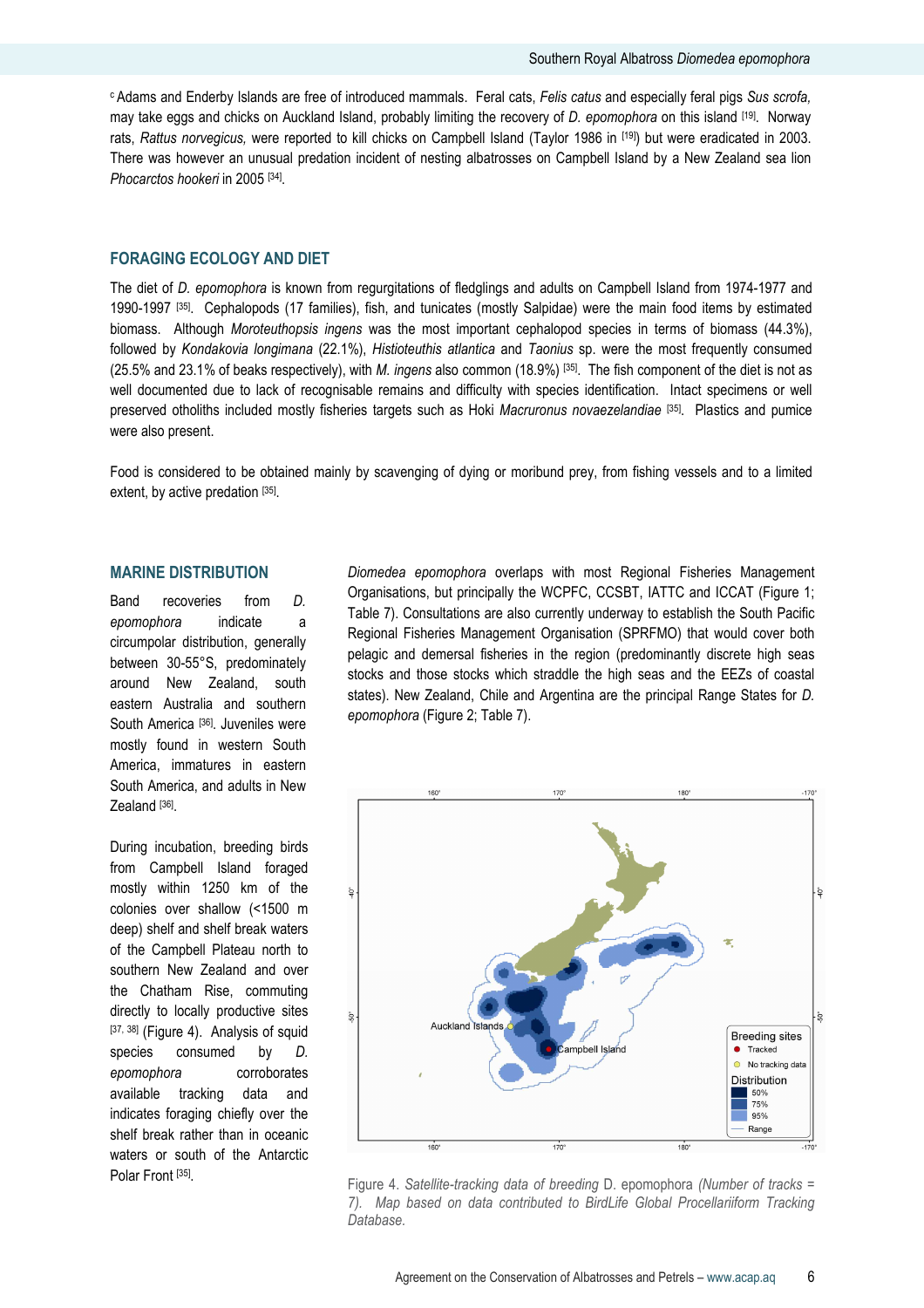[c] Adams and Enderby Islands are free of introduced mammals. Feral cats, *Felis catus* and especially feral pigs *Sus scrofa,* may take eggs and chicks on Auckland Island, probably limiting the recovery of *D. epomophora* on this island [19]. Norway rats, *Rattus norvegicus,* were reported to kill chicks on Campbell Island (Taylor 1986 in [19]) but were eradicated in 2003. There was however an unusual predation incident of nesting albatrosses on Campbell Island by a New Zealand sea lion *Phocarctos hookeri* in 2005 [34].

## FORAGING ECOLOGY AND DIET

The diet of *D. epomophora* is known from regurgitations of fledglings and adults on Campbell Island from 1974-1977 and 1990-1997 [35]. Cephalopods (17 families), fish, and tunicates (mostly Salpidae) were the main food items by estimated biomass. Although *Moroteuthopsis ingens* was the most important cephalopod species in terms of biomass (44.3%), followed by *Kondakovia longimana* (22.1%), *Histioteuthis atlantica* and *Taonius* sp. were the most frequently consumed (25.5% and 23.1% of beaks respectively), with *M. ingens* also common (18.9%) [35]. The fish component of the diet is not as well documented due to lack of recognisable remains and difficulty with species identification. Intact specimens or well preserved otholiths included mostly fisheries targets such as Hoki *Macruronus novaezelandiae* [35]. Plastics and pumice were also present.

Food is considered to be obtained mainly by scavenging of dying or moribund prey, from fishing vessels and to a limited extent, by active predation [35].

## MARINE DISTRIBUTION

Band recoveries from *D. epomophora* indicate a circumpolar distribution, generally between 30-55°S, predominately around New Zealand, south eastern Australia and southern South America [36]. Juveniles were mostly found in western South America, immatures in eastern South America, and adults in New Zealand [36].

During incubation, breeding birds from Campbell Island foraged mostly within 1250 km of the colonies over shallow (<1500 m deep) shelf and shelf break waters of the Campbell Plateau north to southern New Zealand and over the Chatham Rise, commuting directly to locally productive sites [37, 38] (Figure 4). Analysis of squid species consumed by *D. epomophora* corroborates available tracking data and indicates foraging chiefly over the shelf break rather than in oceanic waters or south of the Antarctic Polar Front [35].

*Diomedea epomophora* overlaps with most Regional Fisheries Management Organisations, but principally the WCPFC, CCSBT, IATTC and ICCAT (Figure 1; Table 7). Consultations are also currently underway to establish the South Pacific Regional Fisheries Management Organisation (SPRFMO) that would cover both pelagic and demersal fisheries in the region (predominantly discrete high seas stocks and those stocks which straddle the high seas and the EEZs of coastal states). New Zealand, Chile and Argentina are the principal Range States for *D. epomophora* (Figure 2; Table 7).

Figure 4. *Satellite-tracking data of breeding* D. epomophora *(Number of tracks = 7). Map based on data contributed to BirdLife Global Procellariiform Tracking Database.*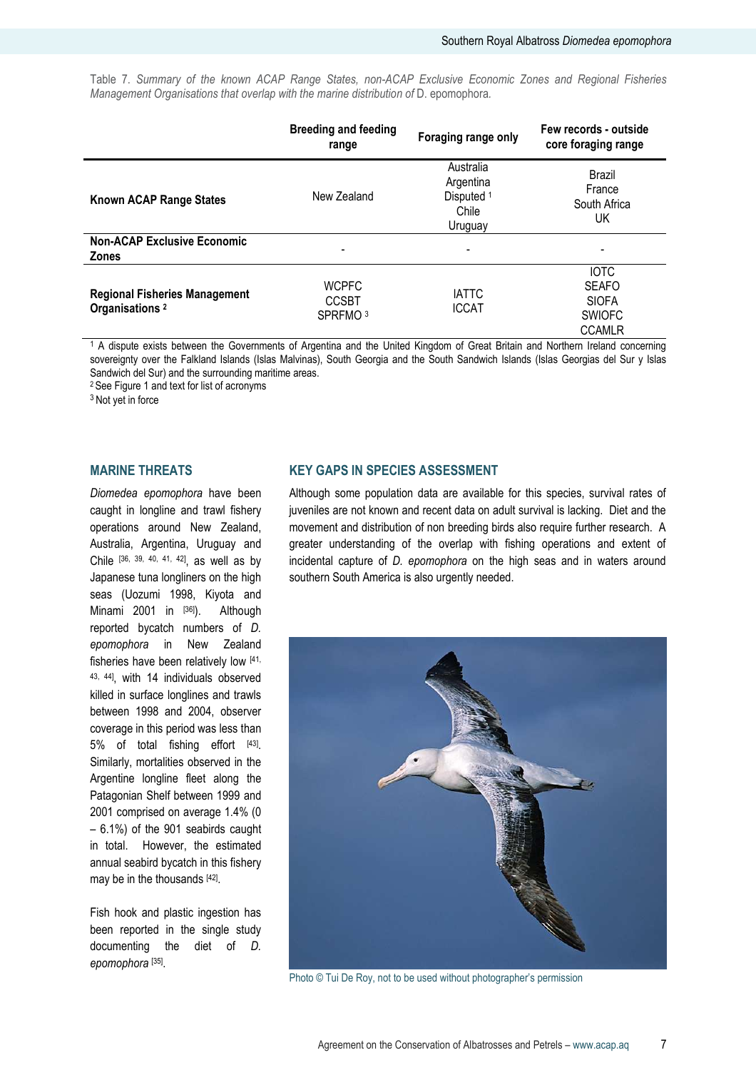Table 7. *Summary of the known ACAP Range States, non-ACAP Exclusive Economic Zones and Regional Fisheries Management Organisations that overlap with the marine distribution of* D. epomophora.

| | Breeding and feeding range | Foraging range only | Few records - outside core foraging range |
|---|---|---|---|
| **Known ACAP Range States** | New Zealand | Australia<br>Argentina<br>Disputed [1]<br>Chile<br>Uruguay | Brazil<br>France<br>South Africa<br>UK |
| **Non-ACAP Exclusive Economic Zones** | - | - | - |
| **Regional Fisheries Management Organisations [2]** | WCPFC<br>CCSBT<br>SPRFMO [3] | IATTC<br>ICCAT | IOTC<br>SEAFO<br>SIOFA<br>SWIOFC<br>CCAMLR |

[1] A dispute exists between the Governments of Argentina and the United Kingdom of Great Britain and Northern Ireland concerning sovereignty over the Falkland Islands (Islas Malvinas), South Georgia and the South Sandwich Islands (Islas Georgias del Sur y Islas Sandwich del Sur) and the surrounding maritime areas.
[2] See Figure 1 and text for list of acronyms
[3] Not yet in force

## MARINE THREATS

*Diomedea epomophora* have been caught in longline and trawl fishery operations around New Zealand, Australia, Argentina, Uruguay and Chile [36, 39, 40, 41, 42], as well as by Japanese tuna longliners on the high seas (Uozumi 1998, Kiyota and Minami 2001 in [36]). Although reported bycatch numbers of *D. epomophora* in New Zealand fisheries have been relatively low [41, 43, 44], with 14 individuals observed killed in surface longlines and trawls between 1998 and 2004, observer coverage in this period was less than 5% of total fishing effort [43]. Similarly, mortalities observed in the Argentine longline fleet along the Patagonian Shelf between 1999 and 2001 comprised on average 1.4% (0 – 6.1%) of the 901 seabirds caught in total. However, the estimated annual seabird bycatch in this fishery may be in the thousands [42].

Fish hook and plastic ingestion has been reported in the single study documenting the diet of *D. epomophora* [35].

## KEY GAPS IN SPECIES ASSESSMENT

Although some population data are available for this species, survival rates of juveniles are not known and recent data on adult survival is lacking. Diet and the movement and distribution of non breeding birds also require further research. A greater understanding of the overlap with fishing operations and extent of incidental capture of *D. epomophora* on the high seas and in waters around southern South America is also urgently needed.

Photo © Tui De Roy, not to be used without photographer's permission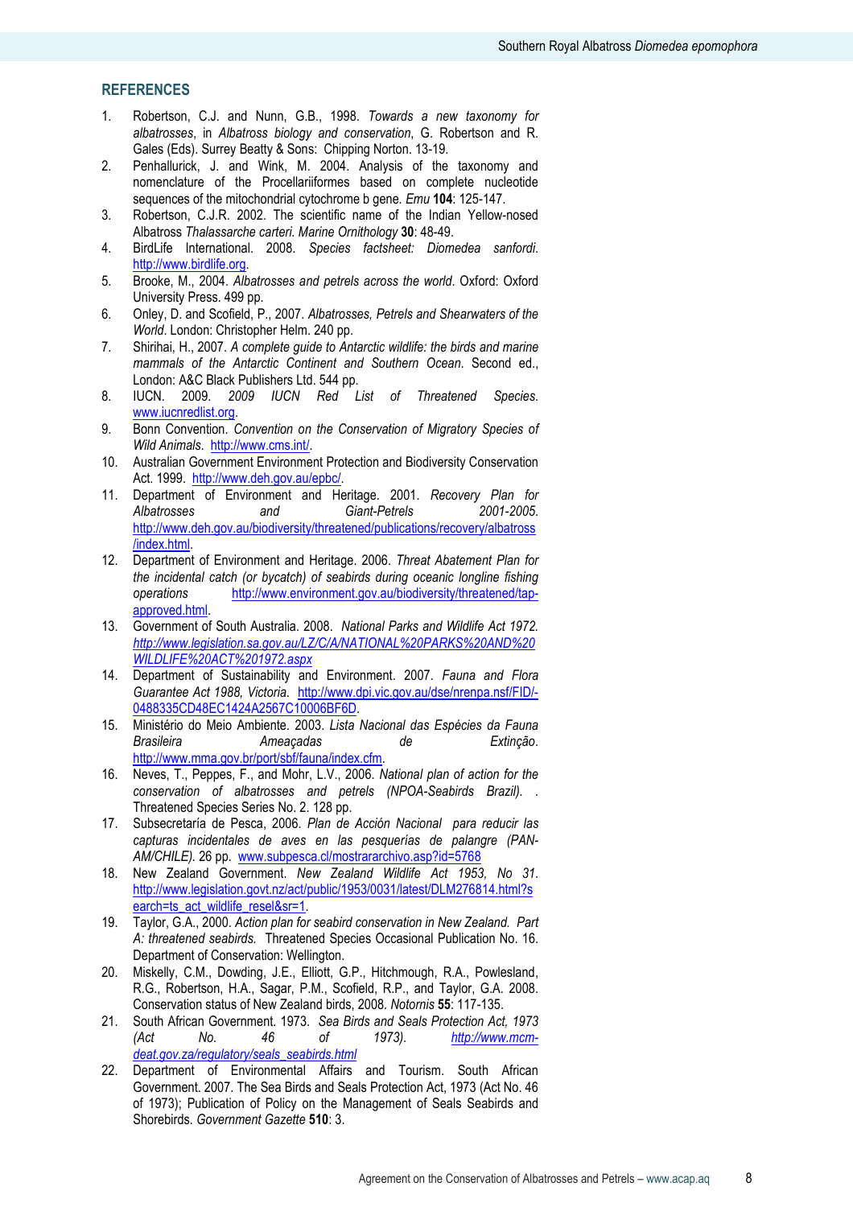## REFERENCES

1. Robertson, C.J. and Nunn, G.B., 1998. *Towards a new taxonomy for albatrosses*, in *Albatross biology and conservation*, G. Robertson and R. Gales (Eds). Surrey Beatty & Sons: Chipping Norton. 13-19.
2. Penhallurick, J. and Wink, M. 2004. Analysis of the taxonomy and nomenclature of the Procellariiformes based on complete nucleotide sequences of the mitochondrial cytochrome b gene. *Emu* **104**: 125-147.
3. Robertson, C.J.R. 2002. The scientific name of the Indian Yellow-nosed Albatross *Thalassarche carteri*. *Marine Ornithology* **30**: 48-49.
4. BirdLife International. 2008. *Species factsheet: Diomedea sanfordi*. http://www.birdlife.org.
5. Brooke, M., 2004. *Albatrosses and petrels across the world*. Oxford: Oxford University Press. 499 pp.
6. Onley, D. and Scofield, P., 2007. *Albatrosses, Petrels and Shearwaters of the World*. London: Christopher Helm. 240 pp.
7. Shirihai, H., 2007. *A complete guide to Antarctic wildlife: the birds and marine mammals of the Antarctic Continent and Southern Ocean*. Second ed., London: A&C Black Publishers Ltd. 544 pp.
8. IUCN. 2009. *2009 IUCN Red List of Threatened Species*. www.iucnredlist.org.
9. Bonn Convention. *Convention on the Conservation of Migratory Species of Wild Animals*. http://www.cms.int/.
10. Australian Government Environment Protection and Biodiversity Conservation Act. 1999. http://www.deh.gov.au/epbc/.
11. Department of Environment and Heritage. 2001. *Recovery Plan for Albatrosses and Giant-Petrels 2001-2005*. http://www.deh.gov.au/biodiversity/threatened/publications/recovery/albatross/index.html.
12. Department of Environment and Heritage. 2006. *Threat Abatement Plan for the incidental catch (or bycatch) of seabirds during oceanic longline fishing operations* http://www.environment.gov.au/biodiversity/threatened/tap-approved.html.
13. Government of South Australia. 2008. *National Parks and Wildlife Act 1972. http://www.legislation.sa.gov.au/LZ/C/A/NATIONAL%20PARKS%20AND%20WILDLIFE%20ACT%201972.aspx*
14. Department of Sustainability and Environment. 2007. *Fauna and Flora Guarantee Act 1988, Victoria*. http://www.dpi.vic.gov.au/dse/nrenpa.nsf/FID/-0488335CD48EC1424A2567C10006BF6D.
15. Ministério do Meio Ambiente. 2003. *Lista Nacional das Espécies da Fauna Brasileira Ameaçadas de Extinção*. http://www.mma.gov.br/port/sbf/fauna/index.cfm.
16. Neves, T., Peppes, F., and Mohr, L.V., 2006. *National plan of action for the conservation of albatrosses and petrels (NPOA-Seabirds Brazil). .* Threatened Species Series No. 2. 128 pp.
17. Subsecretaría de Pesca, 2006. *Plan de Acción Nacional para reducir las capturas incidentales de aves en las pesquerías de palangre (PAN-AM/CHILE).* 26 pp. www.subpesca.cl/mostrararchivo.asp?id=5768
18. New Zealand Government. *New Zealand Wildlife Act 1953, No 31*. http://www.legislation.govt.nz/act/public/1953/0031/latest/DLM276814.html?search=ts_act_wildlife_resel&sr=1.
19. Taylor, G.A., 2000. *Action plan for seabird conservation in New Zealand. Part A: threatened seabirds.* Threatened Species Occasional Publication No. 16. Department of Conservation: Wellington.
20. Miskelly, C.M., Dowding, J.E., Elliott, G.P., Hitchmough, R.A., Powlesland, R.G., Robertson, H.A., Sagar, P.M., Scofield, R.P., and Taylor, G.A. 2008. Conservation status of New Zealand birds, 2008. *Notornis* **55**: 117-135.
21. South African Government. 1973. *Sea Birds and Seals Protection Act, 1973 (Act No. 46 of 1973). http://www.mcm-deat.gov.za/regulatory/seals_seabirds.html*
22. Department of Environmental Affairs and Tourism. South African Government. 2007. The Sea Birds and Seals Protection Act, 1973 (Act No. 46 of 1973); Publication of Policy on the Management of Seals Seabirds and Shorebirds. *Government Gazette* **510**: 3.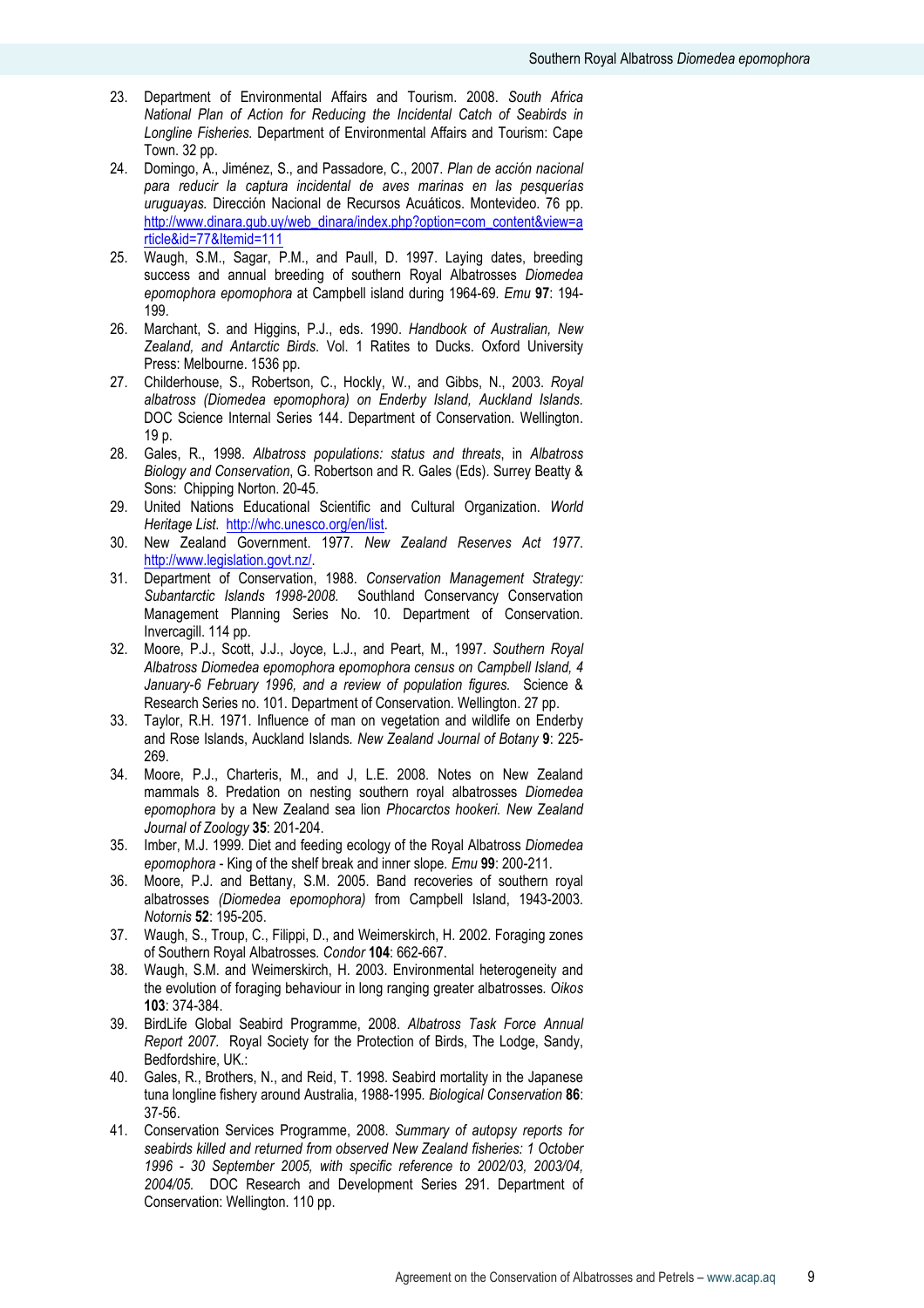23. Department of Environmental Affairs and Tourism. 2008. *South Africa National Plan of Action for Reducing the Incidental Catch of Seabirds in Longline Fisheries.* Department of Environmental Affairs and Tourism: Cape Town. 32 pp.
24. Domingo, A., Jiménez, S., and Passadore, C., 2007. *Plan de acción nacional para reducir la captura incidental de aves marinas en las pesquerías uruguayas.* Dirección Nacional de Recursos Acuáticos. Montevideo. 76 pp. http://www.dinara.gub.uy/web_dinara/index.php?option=com_content&view=article&id=77&Itemid=111
25. Waugh, S.M., Sagar, P.M., and Paull, D. 1997. Laying dates, breeding success and annual breeding of southern Royal Albatrosses *Diomedea epomophora epomophora* at Campbell island during 1964-69. *Emu* **97**: 194-199.
26. Marchant, S. and Higgins, P.J., eds. 1990. *Handbook of Australian, New Zealand, and Antarctic Birds.* Vol. 1 Ratites to Ducks. Oxford University Press: Melbourne. 1536 pp.
27. Childerhouse, S., Robertson, C., Hockly, W., and Gibbs, N., 2003. *Royal albatross (Diomedea epomophora) on Enderby Island, Auckland Islands.* DOC Science Internal Series 144. Department of Conservation. Wellington. 19 p.
28. Gales, R., 1998. *Albatross populations: status and threats*, in *Albatross Biology and Conservation*, G. Robertson and R. Gales (Eds). Surrey Beatty & Sons: Chipping Norton. 20-45.
29. United Nations Educational Scientific and Cultural Organization. *World Heritage List.* http://whc.unesco.org/en/list.
30. New Zealand Government. 1977. *New Zealand Reserves Act 1977.* http://www.legislation.govt.nz/.
31. Department of Conservation, 1988. *Conservation Management Strategy: Subantarctic Islands 1998-2008.* Southland Conservancy Conservation Management Planning Series No. 10. Department of Conservation. Invercagill. 114 pp.
32. Moore, P.J., Scott, J.J., Joyce, L.J., and Peart, M., 1997. *Southern Royal Albatross Diomedea epomophora epomophora census on Campbell Island, 4 January-6 February 1996, and a review of population figures.* Science & Research Series no. 101. Department of Conservation. Wellington. 27 pp.
33. Taylor, R.H. 1971. Influence of man on vegetation and wildlife on Enderby and Rose Islands, Auckland Islands. *New Zealand Journal of Botany* **9**: 225-269.
34. Moore, P.J., Charteris, M., and J, L.E. 2008. Notes on New Zealand mammals 8. Predation on nesting southern royal albatrosses *Diomedea epomophora* by a New Zealand sea lion *Phocarctos hookeri. New Zealand Journal of Zoology* **35**: 201-204.
35. Imber, M.J. 1999. Diet and feeding ecology of the Royal Albatross *Diomedea epomophora* - King of the shelf break and inner slope. *Emu* **99**: 200-211.
36. Moore, P.J. and Bettany, S.M. 2005. Band recoveries of southern royal albatrosses *(Diomedea epomophora)* from Campbell Island, 1943-2003. *Notornis* **52**: 195-205.
37. Waugh, S., Troup, C., Filippi, D., and Weimerskirch, H. 2002. Foraging zones of Southern Royal Albatrosses. *Condor* **104**: 662-667.
38. Waugh, S.M. and Weimerskirch, H. 2003. Environmental heterogeneity and the evolution of foraging behaviour in long ranging greater albatrosses. *Oikos* **103**: 374-384.
39. BirdLife Global Seabird Programme, 2008. *Albatross Task Force Annual Report 2007.* Royal Society for the Protection of Birds, The Lodge, Sandy, Bedfordshire, UK.:
40. Gales, R., Brothers, N., and Reid, T. 1998. Seabird mortality in the Japanese tuna longline fishery around Australia, 1988-1995. *Biological Conservation* **86**: 37-56.
41. Conservation Services Programme, 2008. *Summary of autopsy reports for seabirds killed and returned from observed New Zealand fisheries: 1 October 1996 - 30 September 2005, with specific reference to 2002/03, 2003/04, 2004/05.* DOC Research and Development Series 291. Department of Conservation: Wellington. 110 pp.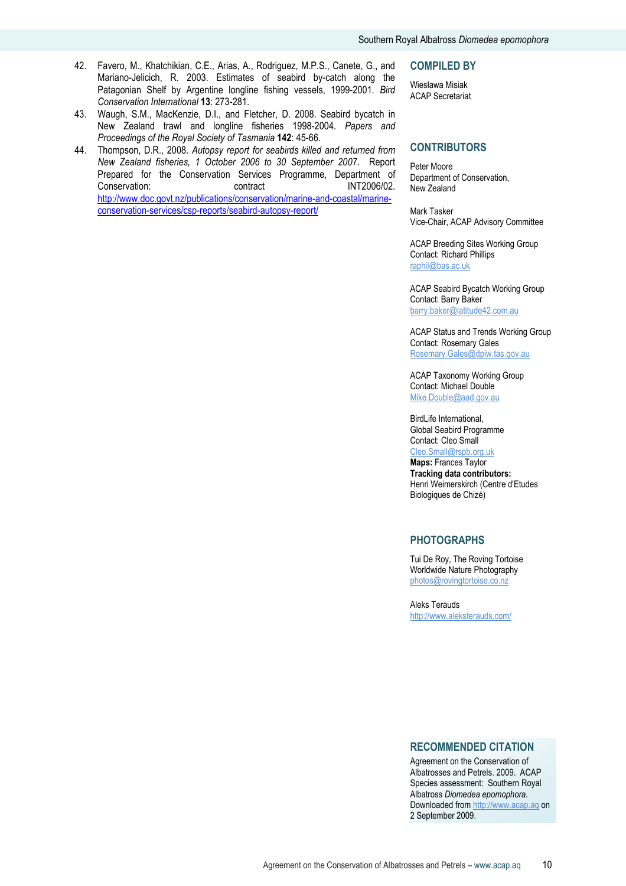42. Favero, M., Khatchikian, C.E., Arias, A., Rodriguez, M.P.S., Canete, G., and Mariano-Jelicich, R. 2003. Estimates of seabird by-catch along the Patagonian Shelf by Argentine longline fishing vessels, 1999-2001. *Bird Conservation International* **13**: 273-281.
43. Waugh, S.M., MacKenzie, D.I., and Fletcher, D. 2008. Seabird bycatch in New Zealand trawl and longline fisheries 1998-2004. *Papers and Proceedings of the Royal Society of Tasmania* **142**: 45-66.
44. Thompson, D.R., 2008. *Autopsy report for seabirds killed and returned from New Zealand fisheries, 1 October 2006 to 30 September 2007.* Report Prepared for the Conservation Services Programme, Department of Conservation: contract INT2006/02. http://www.doc.govt.nz/publications/conservation/marine-and-coastal/marine-conservation-services/csp-reports/seabird-autopsy-report/

## COMPILED BY

Wiesława Misiak
ACAP Secretariat

## CONTRIBUTORS

Peter Moore
Department of Conservation,
New Zealand

Mark Tasker
Vice-Chair, ACAP Advisory Committee

ACAP Breeding Sites Working Group
Contact: Richard Phillips
raphil@bas.ac.uk

ACAP Seabird Bycatch Working Group
Contact: Barry Baker
barry.baker@latitude42.com.au

ACAP Status and Trends Working Group
Contact: Rosemary Gales
Rosemary.Gales@dpiw.tas.gov.au

ACAP Taxonomy Working Group
Contact: Michael Double
Mike.Double@aad.gov.au

BirdLife International,
Global Seabird Programme
Contact: Cleo Small
Cleo.Small@rspb.org.uk
**Maps:** Frances Taylor
**Tracking data contributors:**
Henri Weimerskirch (Centre d'Etudes Biologiques de Chizé)

## PHOTOGRAPHS

Tui De Roy, The Roving Tortoise
Worldwide Nature Photography
photos@rovingtortoise.co.nz

Aleks Terauds
http://www.aleksterauds.com/

## RECOMMENDED CITATION

Agreement on the Conservation of Albatrosses and Petrels. 2009. ACAP Species assessment: Southern Royal Albatross *Diomedea epomophora.* Downloaded from http://www.acap.aq on 2 September 2009.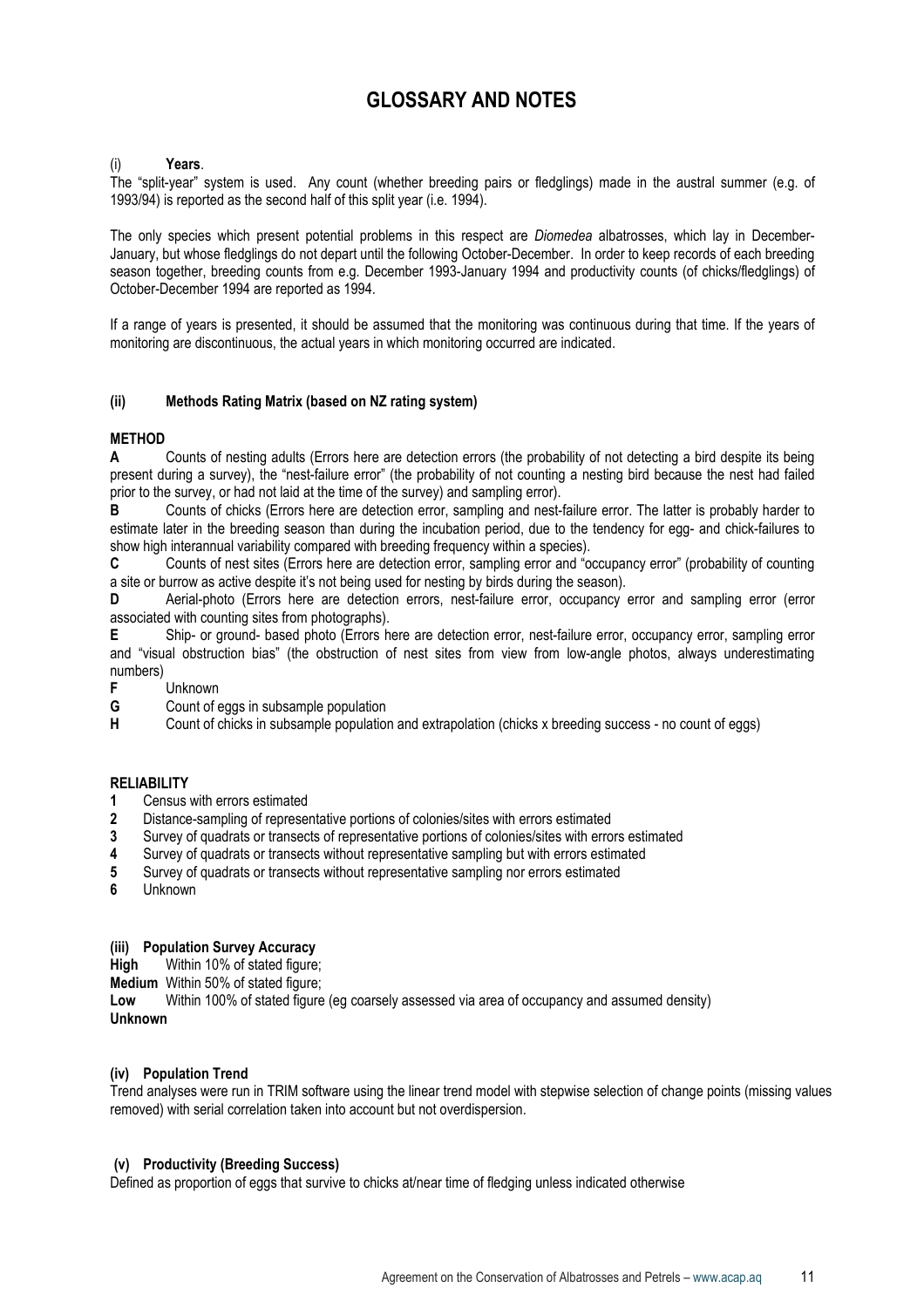# GLOSSARY AND NOTES

## (i) **Years**.

The "split-year" system is used. Any count (whether breeding pairs or fledglings) made in the austral summer (e.g. of 1993/94) is reported as the second half of this split year (i.e. 1994).

The only species which present potential problems in this respect are *Diomedea* albatrosses, which lay in December-January, but whose fledglings do not depart until the following October-December. In order to keep records of each breeding season together, breeding counts from e.g. December 1993-January 1994 and productivity counts (of chicks/fledglings) of October-December 1994 are reported as 1994.

If a range of years is presented, it should be assumed that the monitoring was continuous during that time. If the years of monitoring are discontinuous, the actual years in which monitoring occurred are indicated.

## (ii) Methods Rating Matrix (based on NZ rating system)

**METHOD**

**A** Counts of nesting adults (Errors here are detection errors (the probability of not detecting a bird despite its being present during a survey), the "nest-failure error" (the probability of not counting a nesting bird because the nest had failed prior to the survey, or had not laid at the time of the survey) and sampling error).

**B** Counts of chicks (Errors here are detection error, sampling and nest-failure error. The latter is probably harder to estimate later in the breeding season than during the incubation period, due to the tendency for egg- and chick-failures to show high interannual variability compared with breeding frequency within a species).

**C** Counts of nest sites (Errors here are detection error, sampling error and "occupancy error" (probability of counting a site or burrow as active despite it's not being used for nesting by birds during the season).

**D** Aerial-photo (Errors here are detection errors, nest-failure error, occupancy error and sampling error (error associated with counting sites from photographs).

**E** Ship- or ground- based photo (Errors here are detection error, nest-failure error, occupancy error, sampling error and "visual obstruction bias" (the obstruction of nest sites from view from low-angle photos, always underestimating numbers)

**F** Unknown

**G** Count of eggs in subsample population

**H** Count of chicks in subsample population and extrapolation (chicks x breeding success - no count of eggs)

**RELIABILITY**

**1** Census with errors estimated

**2** Distance-sampling of representative portions of colonies/sites with errors estimated

**3** Survey of quadrats or transects of representative portions of colonies/sites with errors estimated

**4** Survey of quadrats or transects without representative sampling but with errors estimated

**5** Survey of quadrats or transects without representative sampling nor errors estimated

**6** Unknown

## (iii) Population Survey Accuracy

**High** Within 10% of stated figure;

**Medium** Within 50% of stated figure;

**Low** Within 100% of stated figure (eg coarsely assessed via area of occupancy and assumed density)

**Unknown**

## (iv) Population Trend

Trend analyses were run in TRIM software using the linear trend model with stepwise selection of change points (missing values removed) with serial correlation taken into account but not overdispersion.

## (v) Productivity (Breeding Success)

Defined as proportion of eggs that survive to chicks at/near time of fledging unless indicated otherwise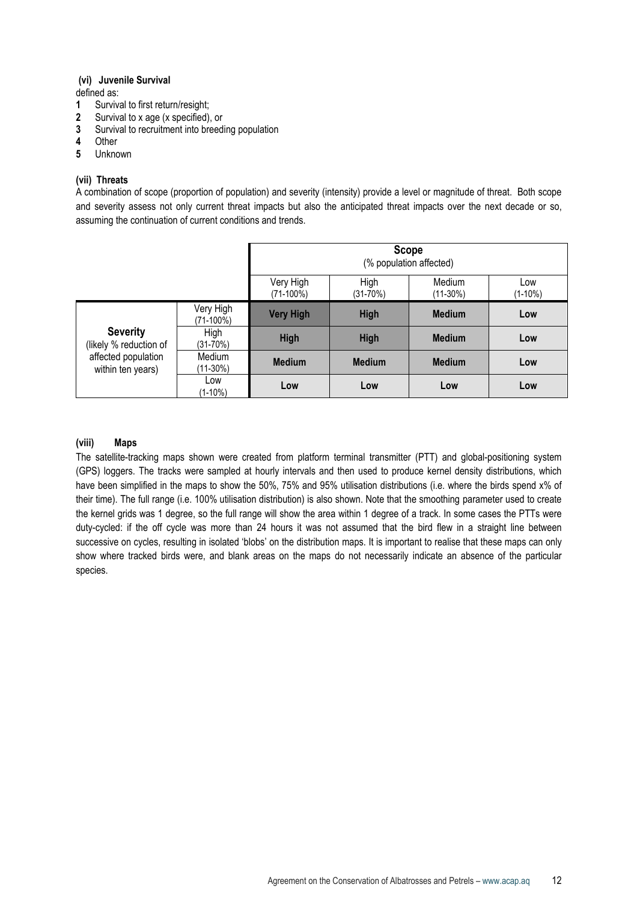**(vi) Juvenile Survival**

defined as:

1. Survival to first return/resight;
2. Survival to x age (x specified), or
3. Survival to recruitment into breeding population
4. Other
5. Unknown

**(vii) Threats**

A combination of scope (proportion of population) and severity (intensity) provide a level or magnitude of threat. Both scope and severity assess not only current threat impacts but also the anticipated threat impacts over the next decade or so, assuming the continuation of current conditions and trends.

| | | **Scope** (% population affected) | | | |
|---|---|---|---|---|---|
| | | Very High (71-100%) | High (31-70%) | Medium (11-30%) | Low (1-10%) |
| **Severity** (likely % reduction of affected population within ten years) | Very High (71-100%) | **Very High** | **High** | **Medium** | **Low** |
| | High (31-70%) | **High** | **High** | **Medium** | **Low** |
| | Medium (11-30%) | **Medium** | **Medium** | **Medium** | **Low** |
| | Low (1-10%) | **Low** | **Low** | **Low** | **Low** |

**(viii) Maps**

The satellite-tracking maps shown were created from platform terminal transmitter (PTT) and global-positioning system (GPS) loggers. The tracks were sampled at hourly intervals and then used to produce kernel density distributions, which have been simplified in the maps to show the 50%, 75% and 95% utilisation distributions (i.e. where the birds spend x% of their time). The full range (i.e. 100% utilisation distribution) is also shown. Note that the smoothing parameter used to create the kernel grids was 1 degree, so the full range will show the area within 1 degree of a track. In some cases the PTTs were duty-cycled: if the off cycle was more than 24 hours it was not assumed that the bird flew in a straight line between successive on cycles, resulting in isolated 'blobs' on the distribution maps. It is important to realise that these maps can only show where tracked birds were, and blank areas on the maps do not necessarily indicate an absence of the particular species.